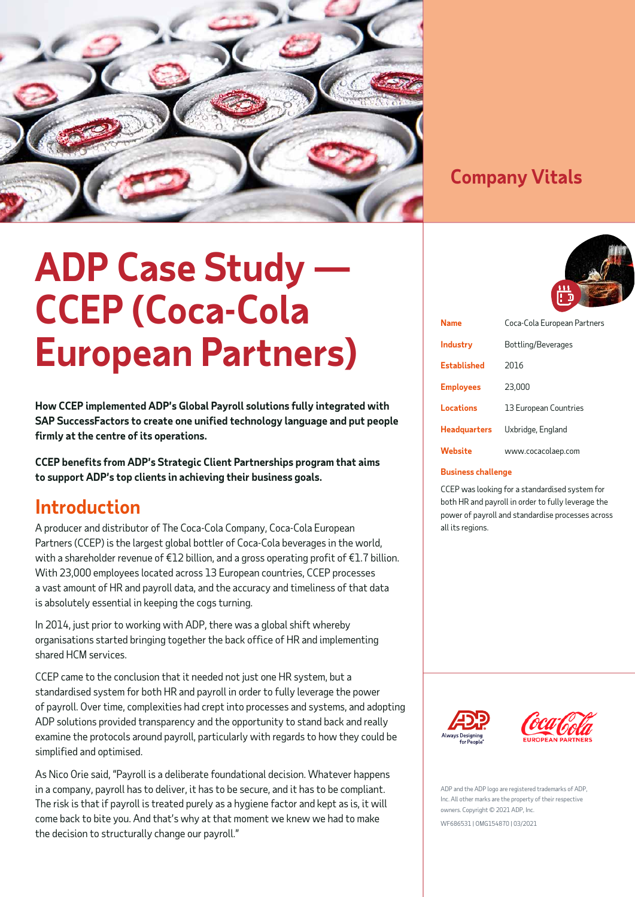# ADP Case Study — CCEP (Coca-Cola European Partners)

**How CCEP implemented ADP's Global Payroll solutions fully integrated with SAP SuccessFactors to create one unified technology language and put people firmly at the centre of its operations.**

**CCEP benefits from ADP's Strategic Client Partnerships program that aims to support ADP's top clients in achieving their business goals.**

## Introduction

A producer and distributor of The Coca-Cola Company, Coca-Cola European Partners (CCEP) is the largest global bottler of Coca-Cola beverages in the world, with a shareholder revenue of €12 billion, and a gross operating profit of €1.7 billion. With 23,000 employees located across 13 European countries, CCEP processes a vast amount of HR and payroll data, and the accuracy and timeliness of that data is absolutely essential in keeping the cogs turning.

In 2014, just prior to working with ADP, there was a global shift whereby organisations started bringing together the back office of HR and implementing shared HCM services.

CCEP came to the conclusion that it needed not just one HR system, but a standardised system for both HR and payroll in order to fully leverage the power of payroll. Over time, complexities had crept into processes and systems, and adopting ADP solutions provided transparency and the opportunity to stand back and really examine the protocols around payroll, particularly with regards to how they could be simplified and optimised.

As Nico Orie said, "Payroll is a deliberate foundational decision. Whatever happens in a company, payroll has to deliver, it has to be secure, and it has to be compliant. The risk is that if payroll is treated purely as a hygiene factor and kept as is, it will come back to bite you. And that's why at that moment we knew we had to make the decision to structurally change our payroll."

## Company Vitals

| | |
|---|---|
| **Name** | Coca-Cola European Partners |
| **Industry** | Bottling/Beverages |
| **Established** | 2016 |
| **Employees** | 23,000 |
| **Locations** | 13 European Countries |
| **Headquarters** | Uxbridge, England |
| **Website** | www.cocacolaep.com |

**Business challenge**

CCEP was looking for a standardised system for both HR and payroll in order to fully leverage the power of payroll and standardise processes across all its regions.

ADP and the ADP logo are registered trademarks of ADP, Inc. All other marks are the property of their respective owners. Copyright © 2021 ADP, Inc.

WF686531 | OMG154870 | 03/2021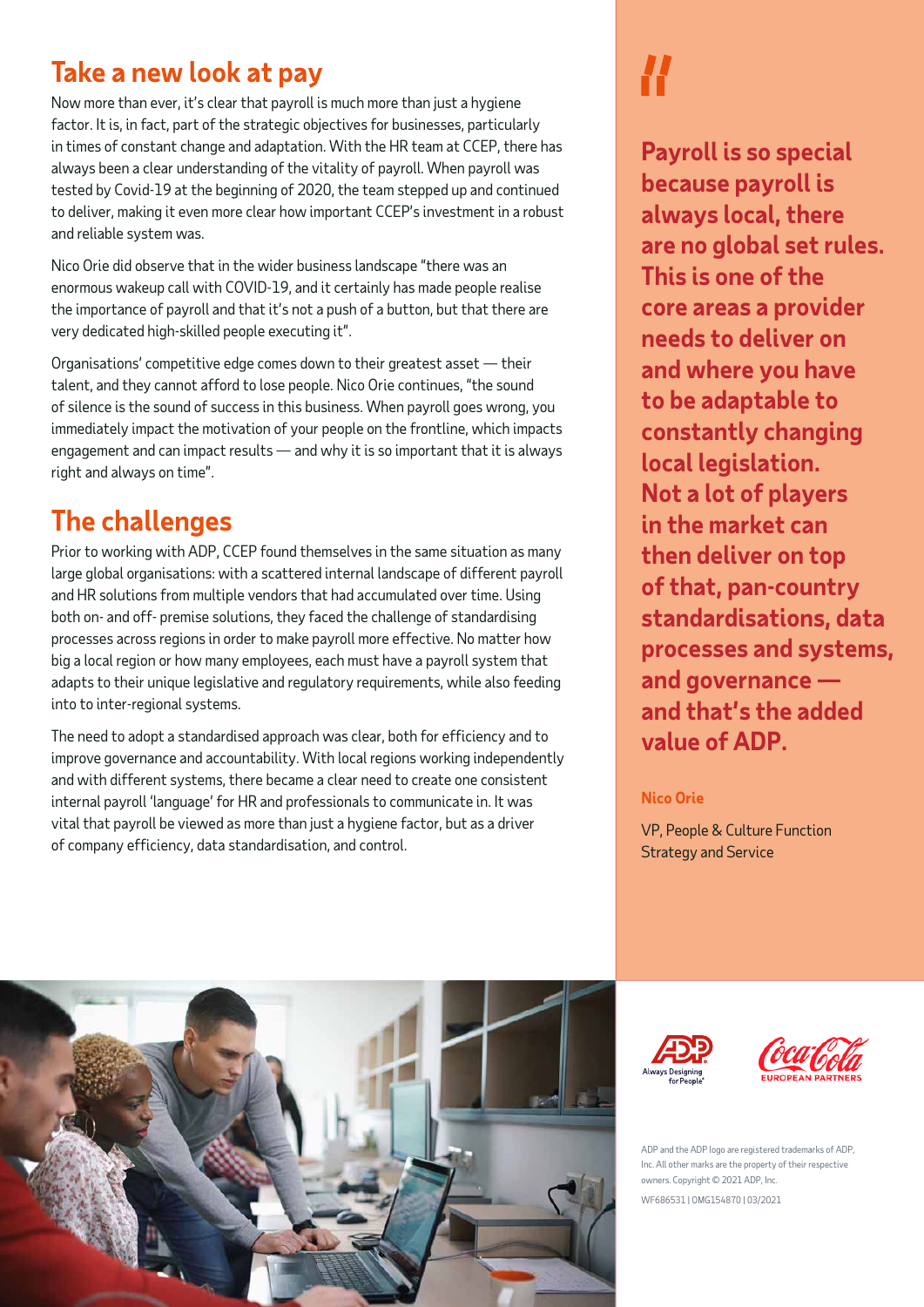## Take a new look at pay

Now more than ever, it's clear that payroll is much more than just a hygiene factor. It is, in fact, part of the strategic objectives for businesses, particularly in times of constant change and adaptation. With the HR team at CCEP, there has always been a clear understanding of the vitality of payroll. When payroll was tested by Covid-19 at the beginning of 2020, the team stepped up and continued to deliver, making it even more clear how important CCEP's investment in a robust and reliable system was.

Nico Orie did observe that in the wider business landscape "there was an enormous wakeup call with COVID-19, and it certainly has made people realise the importance of payroll and that it's not a push of a button, but that there are very dedicated high-skilled people executing it".

Organisations' competitive edge comes down to their greatest asset — their talent, and they cannot afford to lose people. Nico Orie continues, "the sound of silence is the sound of success in this business. When payroll goes wrong, you immediately impact the motivation of your people on the frontline, which impacts engagement and can impact results — and why it is so important that it is always right and always on time".

## The challenges

Prior to working with ADP, CCEP found themselves in the same situation as many large global organisations: with a scattered internal landscape of different payroll and HR solutions from multiple vendors that had accumulated over time. Using both on- and off- premise solutions, they faced the challenge of standardising processes across regions in order to make payroll more effective. No matter how big a local region or how many employees, each must have a payroll system that adapts to their unique legislative and regulatory requirements, while also feeding into to inter-regional systems.

The need to adopt a standardised approach was clear, both for efficiency and to improve governance and accountability. With local regions working independently and with different systems, there became a clear need to create one consistent internal payroll 'language' for HR and professionals to communicate in. It was vital that payroll be viewed as more than just a hygiene factor, but as a driver of company efficiency, data standardisation, and control.

> **"Payroll is so special because payroll is always local, there are no global set rules. This is one of the core areas a provider needs to deliver on and where you have to be adaptable to constantly changing local legislation. Not a lot of players in the market can then deliver on top of that, pan-country standardisations, data processes and systems, and governance — and that's the added value of ADP.**
>
> **Nico Orie**
>
> VP, People & Culture Function Strategy and Service

ADP and the ADP logo are registered trademarks of ADP, Inc. All other marks are the property of their respective owners. Copyright © 2021 ADP, Inc.

WF686531 | OMG154870 | 03/2021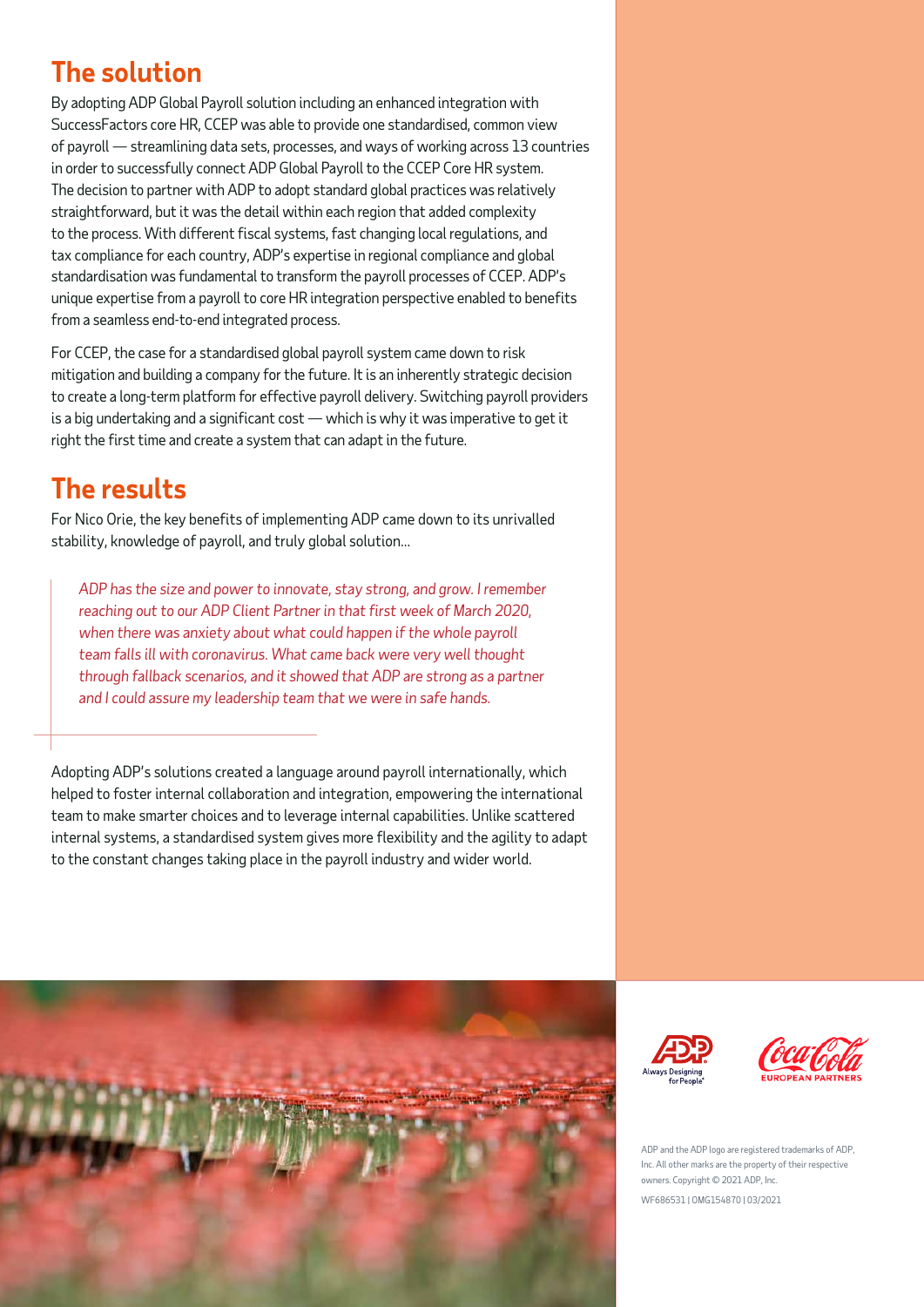## The solution

By adopting ADP Global Payroll solution including an enhanced integration with SuccessFactors core HR, CCEP was able to provide one standardised, common view of payroll — streamlining data sets, processes, and ways of working across 13 countries in order to successfully connect ADP Global Payroll to the CCEP Core HR system. The decision to partner with ADP to adopt standard global practices was relatively straightforward, but it was the detail within each region that added complexity to the process. With different fiscal systems, fast changing local regulations, and tax compliance for each country, ADP's expertise in regional compliance and global standardisation was fundamental to transform the payroll processes of CCEP. ADP's unique expertise from a payroll to core HR integration perspective enabled to benefits from a seamless end-to-end integrated process.

For CCEP, the case for a standardised global payroll system came down to risk mitigation and building a company for the future. It is an inherently strategic decision to create a long-term platform for effective payroll delivery. Switching payroll providers is a big undertaking and a significant cost — which is why it was imperative to get it right the first time and create a system that can adapt in the future.

## The results

For Nico Orie, the key benefits of implementing ADP came down to its unrivalled stability, knowledge of payroll, and truly global solution...

> *ADP has the size and power to innovate, stay strong, and grow. I remember reaching out to our ADP Client Partner in that first week of March 2020, when there was anxiety about what could happen if the whole payroll team falls ill with coronavirus. What came back were very well thought through fallback scenarios, and it showed that ADP are strong as a partner and I could assure my leadership team that we were in safe hands.*

Adopting ADP's solutions created a language around payroll internationally, which helped to foster internal collaboration and integration, empowering the international team to make smarter choices and to leverage internal capabilities. Unlike scattered internal systems, a standardised system gives more flexibility and the agility to adapt to the constant changes taking place in the payroll industry and wider world.

ADP Always Designing for People®

Coca-Cola EUROPEAN PARTNERS

ADP and the ADP logo are registered trademarks of ADP, Inc. All other marks are the property of their respective owners. Copyright © 2021 ADP, Inc.

WF686531 | OMG154870 | 03/2021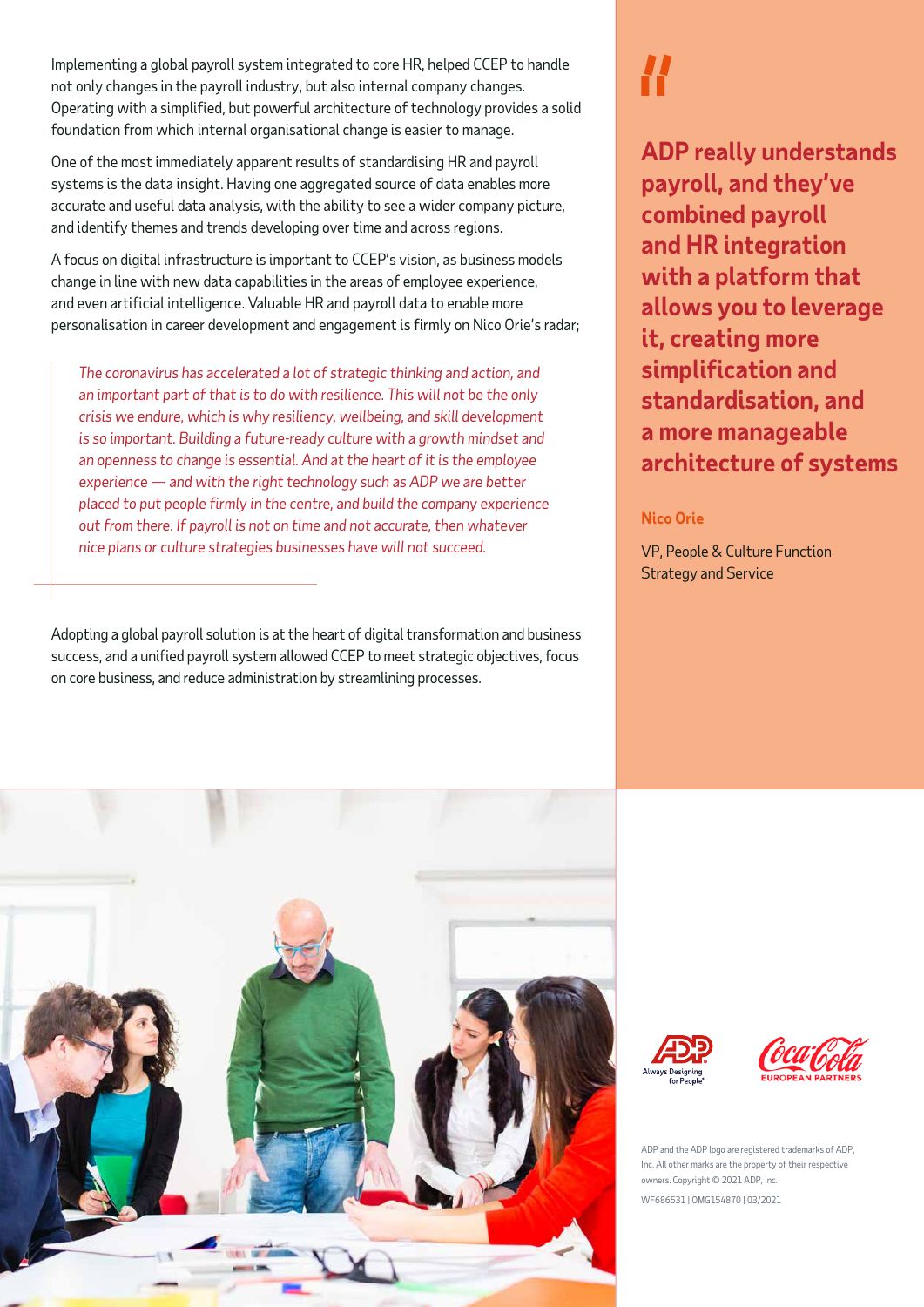Implementing a global payroll system integrated to core HR, helped CCEP to handle not only changes in the payroll industry, but also internal company changes. Operating with a simplified, but powerful architecture of technology provides a solid foundation from which internal organisational change is easier to manage.

One of the most immediately apparent results of standardising HR and payroll systems is the data insight. Having one aggregated source of data enables more accurate and useful data analysis, with the ability to see a wider company picture, and identify themes and trends developing over time and across regions.

A focus on digital infrastructure is important to CCEP's vision, as business models change in line with new data capabilities in the areas of employee experience, and even artificial intelligence. Valuable HR and payroll data to enable more personalisation in career development and engagement is firmly on Nico Orie's radar;

> *The coronavirus has accelerated a lot of strategic thinking and action, and an important part of that is to do with resilience. This will not be the only crisis we endure, which is why resiliency, wellbeing, and skill development is so important. Building a future-ready culture with a growth mindset and an openness to change is essential. And at the heart of it is the employee experience — and with the right technology such as ADP we are better placed to put people firmly in the centre, and build the company experience out from there. If payroll is not on time and not accurate, then whatever nice plans or culture strategies businesses have will not succeed.*

Adopting a global payroll solution is at the heart of digital transformation and business success, and a unified payroll system allowed CCEP to meet strategic objectives, focus on core business, and reduce administration by streamlining processes.

> **"ADP really understands payroll, and they've combined payroll and HR integration with a platform that allows you to leverage it, creating more simplification and standardisation, and a more manageable architecture of systems**
>
> **Nico Orie**
>
> VP, People & Culture Function Strategy and Service

ADP Always Designing for People®

Coca-Cola EUROPEAN PARTNERS

ADP and the ADP logo are registered trademarks of ADP, Inc. All other marks are the property of their respective owners. Copyright © 2021 ADP, Inc.

WF686531 | OMG154870 | 03/2021